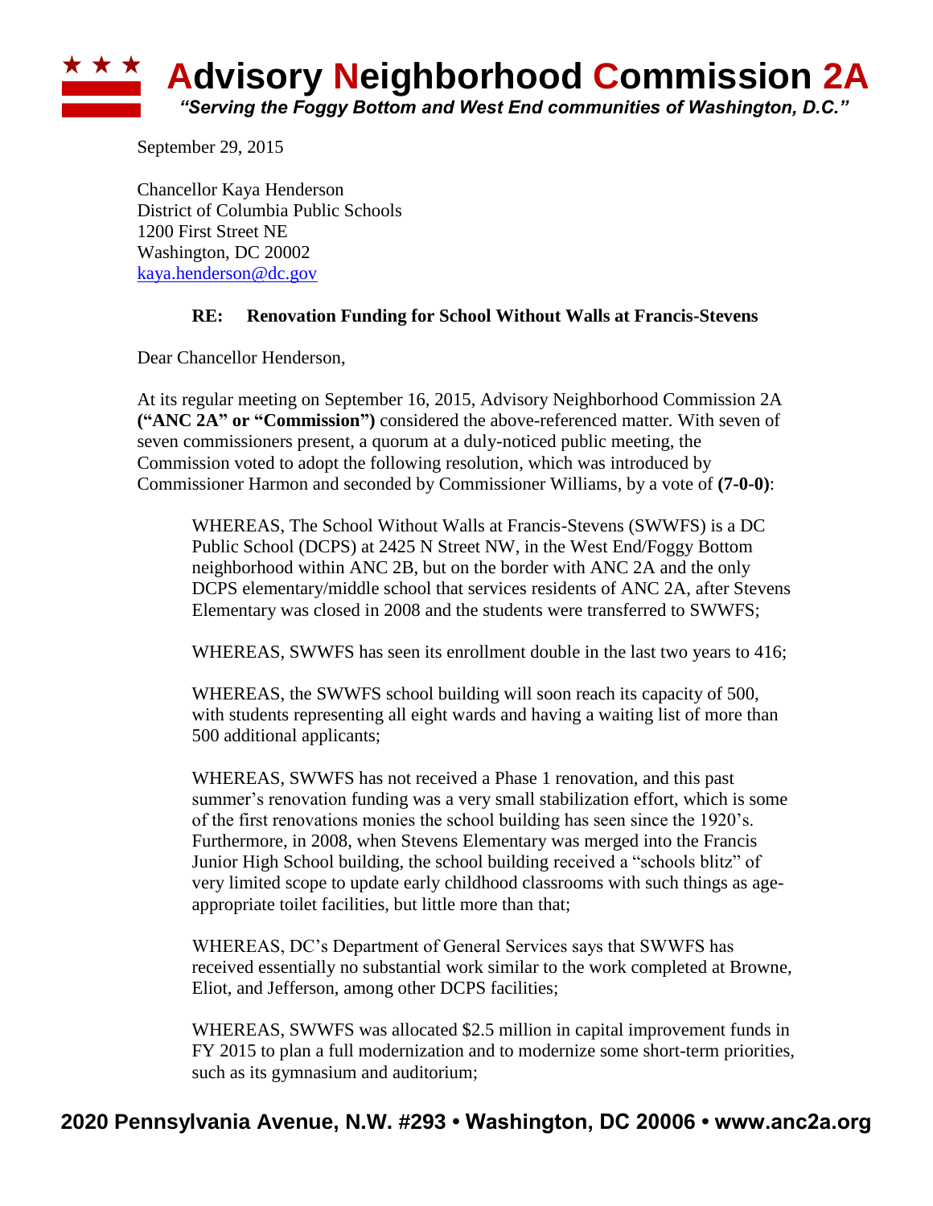# Advisory Neighborhood Commission 2A

*"Serving the Foggy Bottom and West End communities of Washington, D.C."*

September 29, 2015

Chancellor Kaya Henderson
District of Columbia Public Schools
1200 First Street NE
Washington, DC 20002
kaya.henderson@dc.gov

**RE: Renovation Funding for School Without Walls at Francis-Stevens**

Dear Chancellor Henderson,

At its regular meeting on September 16, 2015, Advisory Neighborhood Commission 2A **("ANC 2A" or "Commission")** considered the above-referenced matter. With seven of seven commissioners present, a quorum at a duly-noticed public meeting, the Commission voted to adopt the following resolution, which was introduced by Commissioner Harmon and seconded by Commissioner Williams, by a vote of **(7-0-0)**:

> WHEREAS, The School Without Walls at Francis-Stevens (SWWFS) is a DC Public School (DCPS) at 2425 N Street NW, in the West End/Foggy Bottom neighborhood within ANC 2B, but on the border with ANC 2A and the only DCPS elementary/middle school that services residents of ANC 2A, after Stevens Elementary was closed in 2008 and the students were transferred to SWWFS;
>
> WHEREAS, SWWFS has seen its enrollment double in the last two years to 416;
>
> WHEREAS, the SWWFS school building will soon reach its capacity of 500, with students representing all eight wards and having a waiting list of more than 500 additional applicants;
>
> WHEREAS, SWWFS has not received a Phase 1 renovation, and this past summer's renovation funding was a very small stabilization effort, which is some of the first renovations monies the school building has seen since the 1920's. Furthermore, in 2008, when Stevens Elementary was merged into the Francis Junior High School building, the school building received a "schools blitz" of very limited scope to update early childhood classrooms with such things as age-appropriate toilet facilities, but little more than that;
>
> WHEREAS, DC's Department of General Services says that SWWFS has received essentially no substantial work similar to the work completed at Browne, Eliot, and Jefferson, among other DCPS facilities;
>
> WHEREAS, SWWFS was allocated \$2.5 million in capital improvement funds in FY 2015 to plan a full modernization and to modernize some short-term priorities, such as its gymnasium and auditorium;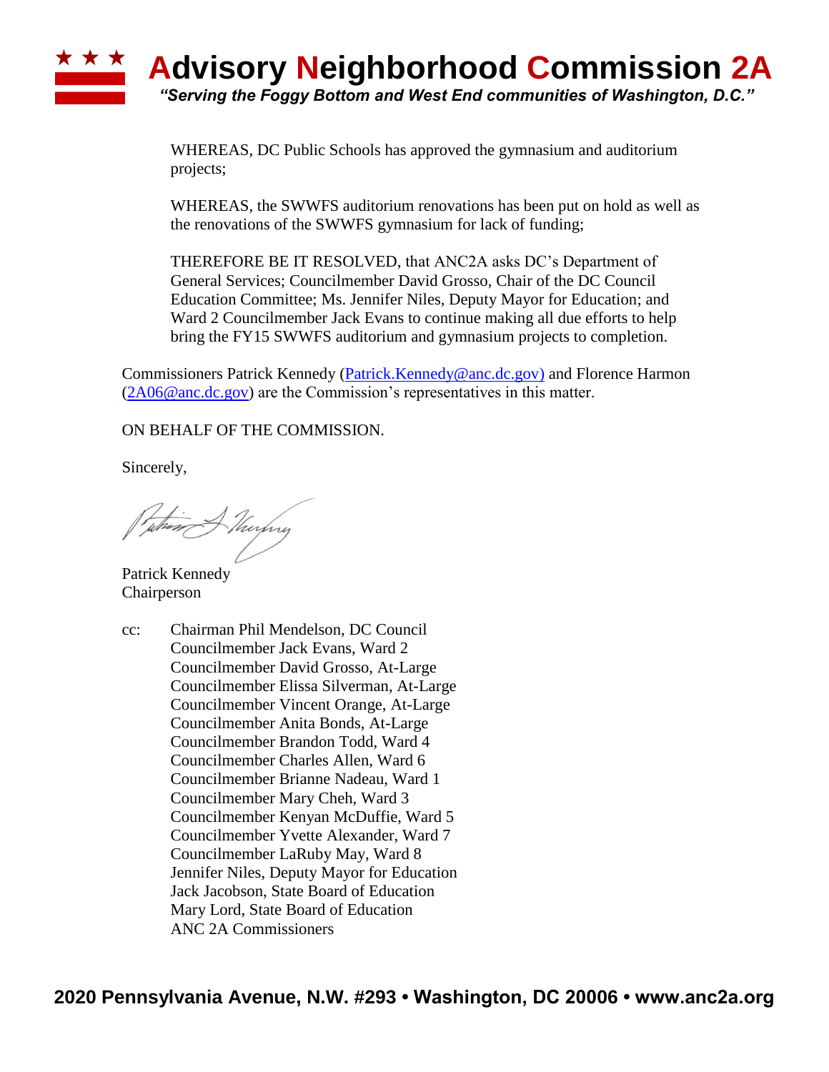WHEREAS, DC Public Schools has approved the gymnasium and auditorium projects;

WHEREAS, the SWWFS auditorium renovations has been put on hold as well as the renovations of the SWWFS gymnasium for lack of funding;

THEREFORE BE IT RESOLVED, that ANC2A asks DC's Department of General Services; Councilmember David Grosso, Chair of the DC Council Education Committee; Ms. Jennifer Niles, Deputy Mayor for Education; and Ward 2 Councilmember Jack Evans to continue making all due efforts to help bring the FY15 SWWFS auditorium and gymnasium projects to completion.

Commissioners Patrick Kennedy (Patrick.Kennedy@anc.dc.gov) and Florence Harmon (2A06@anc.dc.gov) are the Commission's representatives in this matter.

ON BEHALF OF THE COMMISSION.

Sincerely,

Patrick Kennedy
Chairperson

cc: Chairman Phil Mendelson, DC Council
Councilmember Jack Evans, Ward 2
Councilmember David Grosso, At-Large
Councilmember Elissa Silverman, At-Large
Councilmember Vincent Orange, At-Large
Councilmember Anita Bonds, At-Large
Councilmember Brandon Todd, Ward 4
Councilmember Charles Allen, Ward 6
Councilmember Brianne Nadeau, Ward 1
Councilmember Mary Cheh, Ward 3
Councilmember Kenyan McDuffie, Ward 5
Councilmember Yvette Alexander, Ward 7
Councilmember LaRuby May, Ward 8
Jennifer Niles, Deputy Mayor for Education
Jack Jacobson, State Board of Education
Mary Lord, State Board of Education
ANC 2A Commissioners